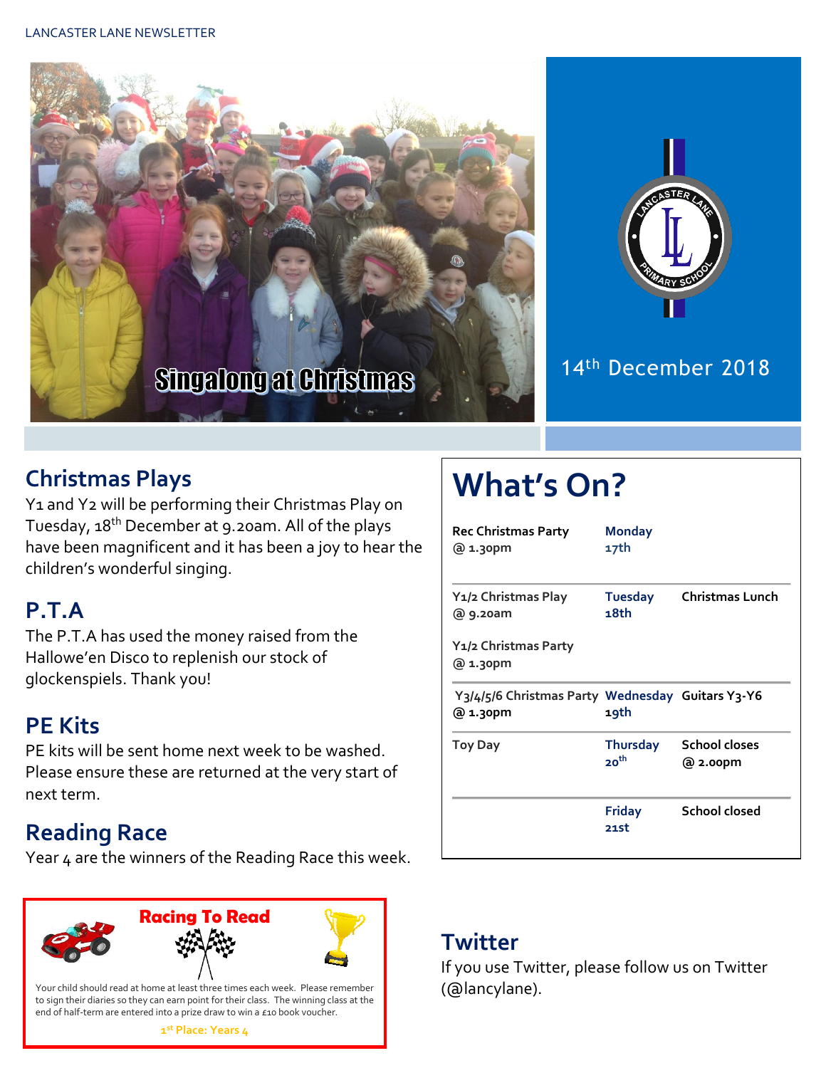Singalong at Christmas

14th December 2018

## Christmas Plays

Y1 and Y2 will be performing their Christmas Play on Tuesday, 18th December at 9.20am. All of the plays have been magnificent and it has been a joy to hear the children's wonderful singing.

## P.T.A

The P.T.A has used the money raised from the Hallowe'en Disco to replenish our stock of glockenspiels. Thank you!

## PE Kits

PE kits will be sent home next week to be washed. Please ensure these are returned at the very start of next term.

## Reading Race

Year 4 are the winners of the Reading Race this week.

**Racing To Read**

Your child should read at home at least three times each week. Please remember to sign their diaries so they can earn point for their class. The winning class at the end of half-term are entered into a prize draw to win a £10 book voucher.

**1st Place: Years 4**

# What's On?

| | | |
|---|---|---|
| **Rec Christmas Party @ 1.30pm** | **Monday 17th** | |
| Y1/2 Christmas Play @ 9.20am<br><br>Y1/2 Christmas Party @ 1.30pm | **Tuesday 18th** | **Christmas Lunch** |
| **Y3/4/5/6 Christmas Party @ 1.30pm** | **Wednesday 19th** | **Guitars Y3-Y6** |
| **Toy Day** | **Thursday 20th** | **School closes @ 2.00pm** |
| | **Friday 21st** | **School closed** |

## Twitter

If you use Twitter, please follow us on Twitter (@lancylane).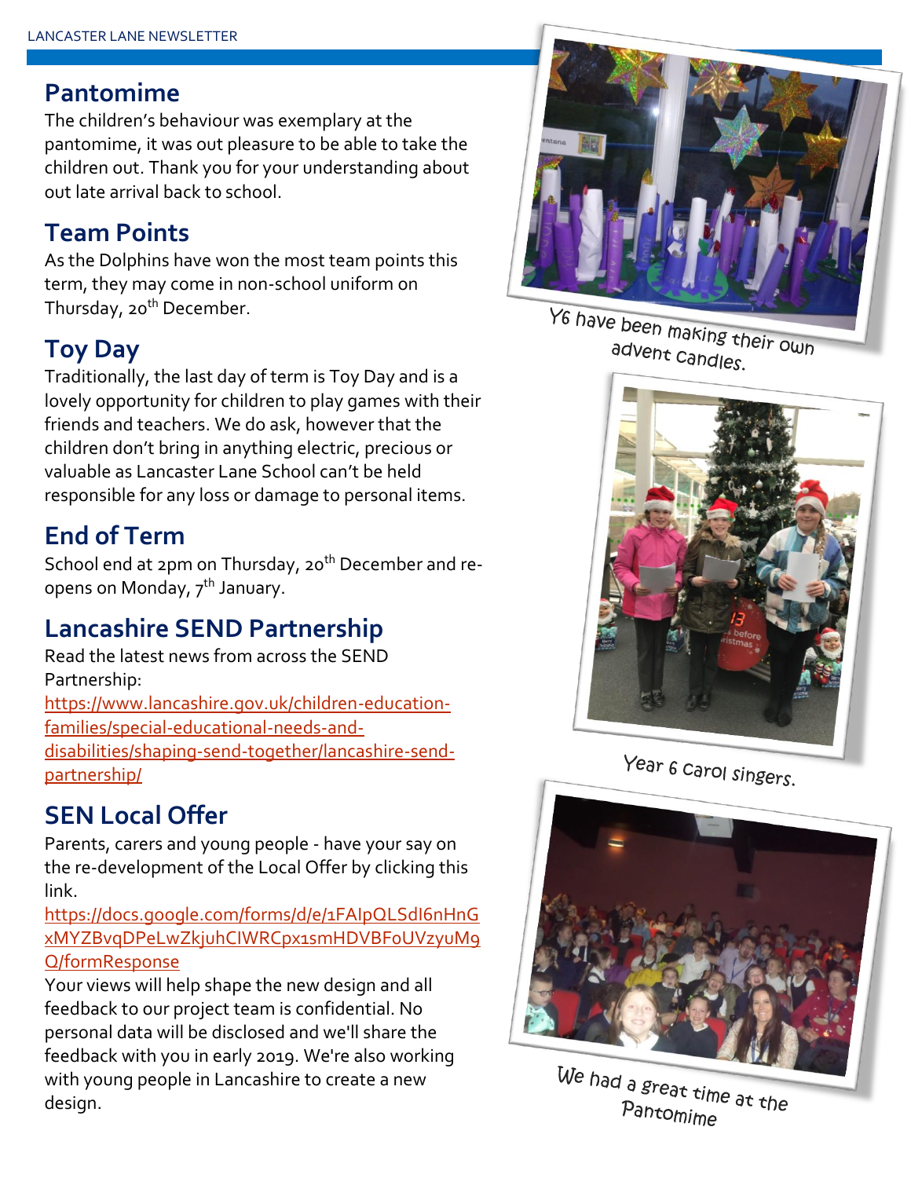## Pantomime

The children's behaviour was exemplary at the pantomime, it was out pleasure to be able to take the children out. Thank you for your understanding about out late arrival back to school.

## Team Points

As the Dolphins have won the most team points this term, they may come in non-school uniform on Thursday, 20th December.

## Toy Day

Traditionally, the last day of term is Toy Day and is a lovely opportunity for children to play games with their friends and teachers. We do ask, however that the children don't bring in anything electric, precious or valuable as Lancaster Lane School can't be held responsible for any loss or damage to personal items.

## End of Term

School end at 2pm on Thursday, 20th December and re-opens on Monday, 7th January.

## Lancashire SEND Partnership

Read the latest news from across the SEND Partnership:
https://www.lancashire.gov.uk/children-education-families/special-educational-needs-and-disabilities/shaping-send-together/lancashire-send-partnership/

## SEN Local Offer

Parents, carers and young people - have your say on the re-development of the Local Offer by clicking this link.
https://docs.google.com/forms/d/e/1FAIpQLSdI6nHnGxMYZBvqDPeLwZkjuhCIWRCpx1smHDVBFoUVzyuM9Q/formResponse
Your views will help shape the new design and all feedback to our project team is confidential. No personal data will be disclosed and we'll share the feedback with you in early 2019. We're also working with young people in Lancashire to create a new design.

Y6 have been making their own advent candles.

Year 6 carol singers.

We had a great time at the Pantomime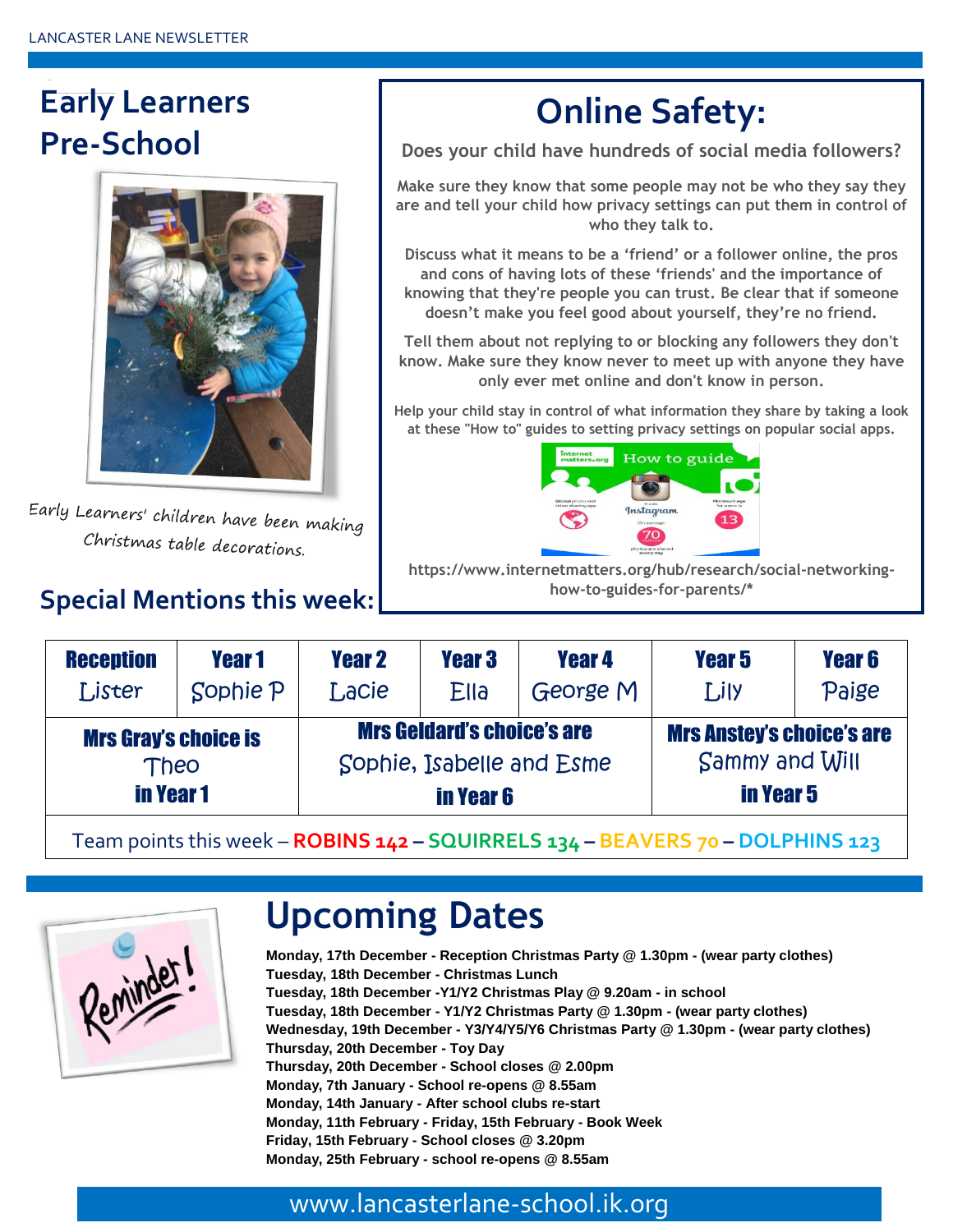## Early Learners Pre-School

Early Learners' children have been making Christmas table decorations.

## Online Safety:

**Does your child have hundreds of social media followers?**

**Make sure they know that some people may not be who they say they are and tell your child how privacy settings can put them in control of who they talk to.**

**Discuss what it means to be a 'friend' or a follower online, the pros and cons of having lots of these 'friends' and the importance of knowing that they're people you can trust. Be clear that if someone doesn't make you feel good about yourself, they're no friend.**

**Tell them about not replying to or blocking any followers they don't know. Make sure they know never to meet up with anyone they have only ever met online and don't know in person.**

**Help your child stay in control of what information they share by taking a look at these "How to" guides to setting privacy settings on popular social apps.**

**https://www.internetmatters.org/hub/research/social-networking-how-to-guides-for-parents/***

## Special Mentions this week:

| Reception | Year 1 | Year 2 | Year 3 | Year 4 | Year 5 | Year 6 |
|---|---|---|---|---|---|---|
| Lister | Sophie P | Lacie | Ella | George M | Lily | Paige |
| **Mrs Gray's choice is** Theo **in Year 1** | | **Mrs Geldard's choice's are** Sophie, Isabelle and Esme **in Year 6** | | | **Mrs Anstey's choice's are** Sammy and Will **in Year 5** | |
| Team points this week – **ROBINS 142** – **SQUIRRELS 134** – **BEAVERS 70** – **DOLPHINS 123** | | | | | | |

## Upcoming Dates

**Monday, 17th December - Reception Christmas Party @ 1.30pm - (wear party clothes)**
**Tuesday, 18th December - Christmas Lunch**
**Tuesday, 18th December -Y1/Y2 Christmas Play @ 9.20am - in school**
**Tuesday, 18th December - Y1/Y2 Christmas Party @ 1.30pm - (wear party clothes)**
**Wednesday, 19th December - Y3/Y4/Y5/Y6 Christmas Party @ 1.30pm - (wear party clothes)**
**Thursday, 20th December - Toy Day**
**Thursday, 20th December - School closes @ 2.00pm**
**Monday, 7th January - School re-opens @ 8.55am**
**Monday, 14th January - After school clubs re-start**
**Monday, 11th February - Friday, 15th February - Book Week**
**Friday, 15th February - School closes @ 3.20pm**
**Monday, 25th February - school re-opens @ 8.55am**

www.lancasterlane-school.ik.org